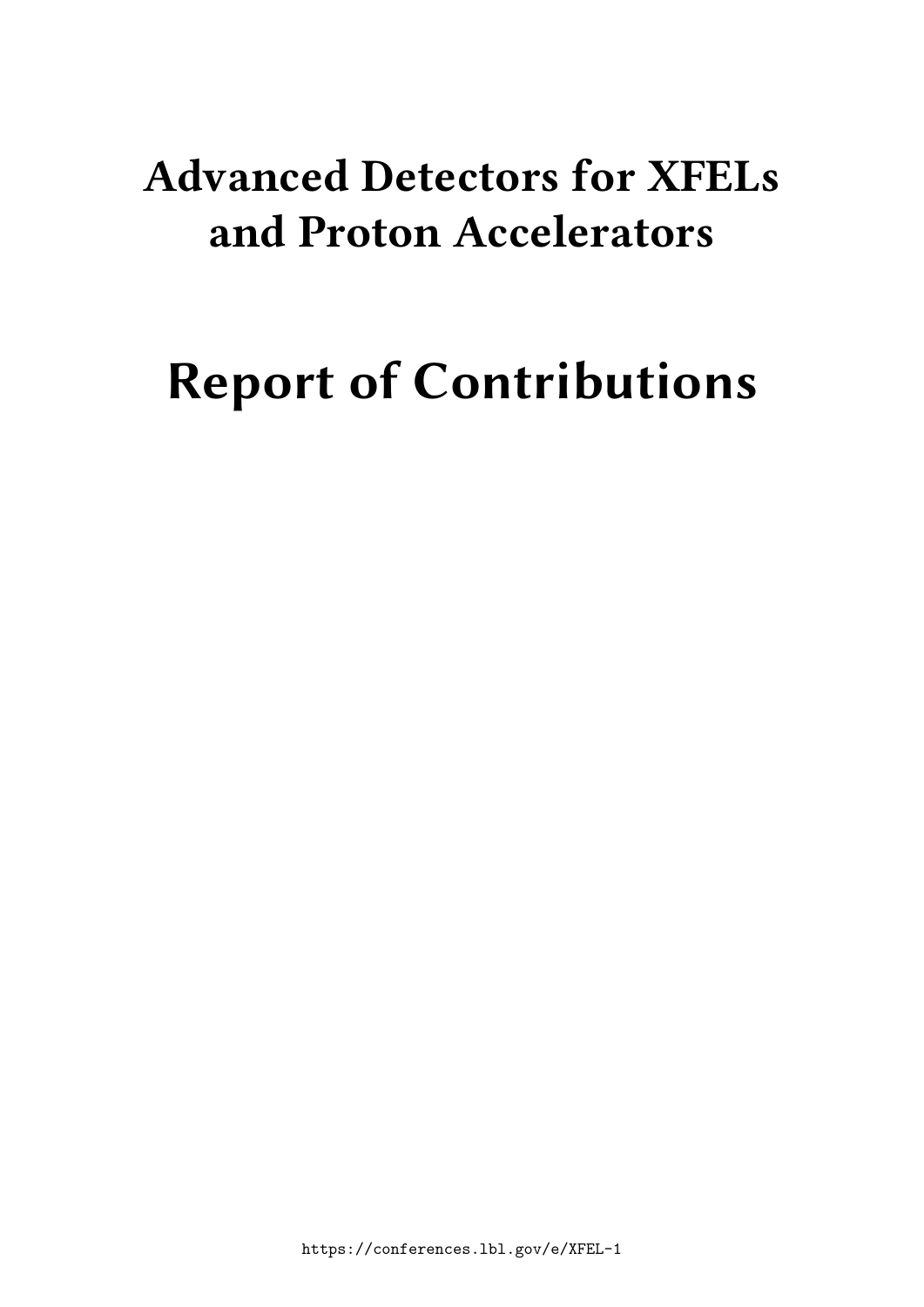# Advanced Detectors for XFELs and Proton Accelerators

# Report of Contributions

https://conferences.lbl.gov/e/XFEL-1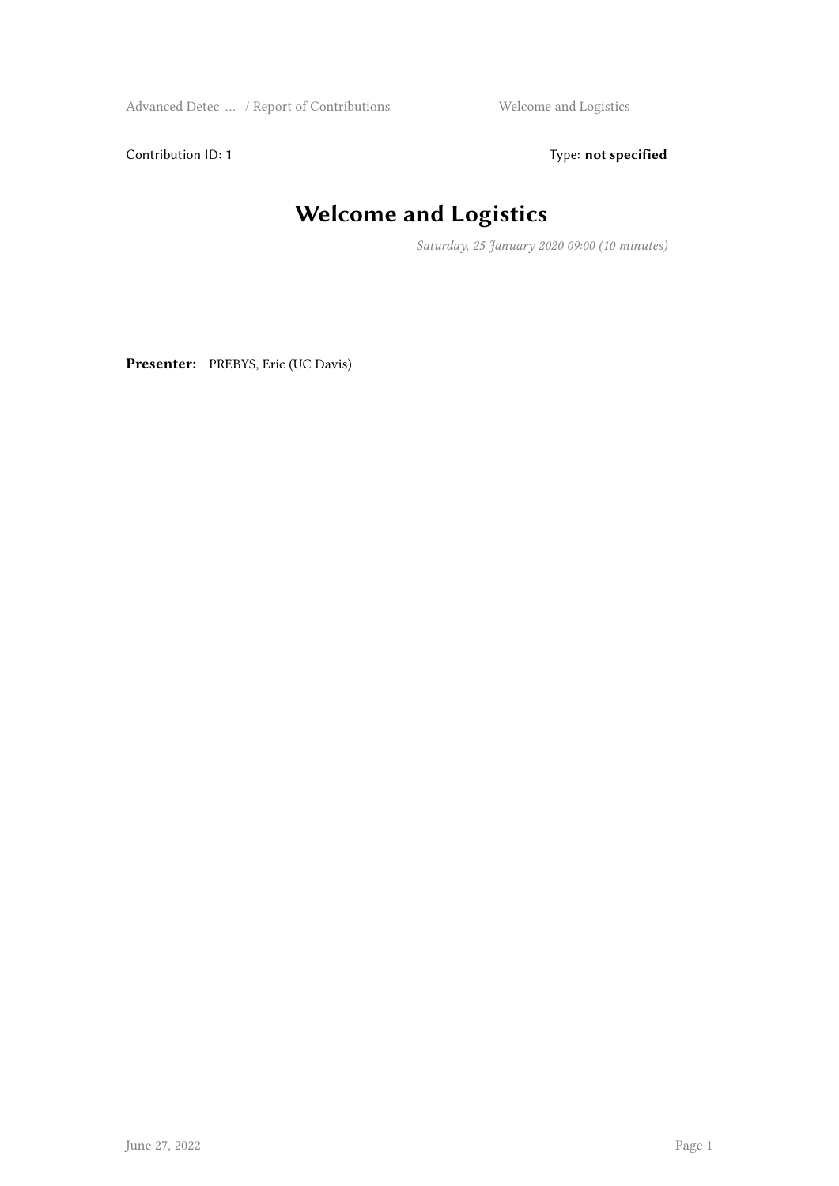Contribution ID: **1**  Type: **not specified**

# Welcome and Logistics

*Saturday, 25 January 2020 09:00 (10 minutes)*

**Presenter:** PREBYS, Eric (UC Davis)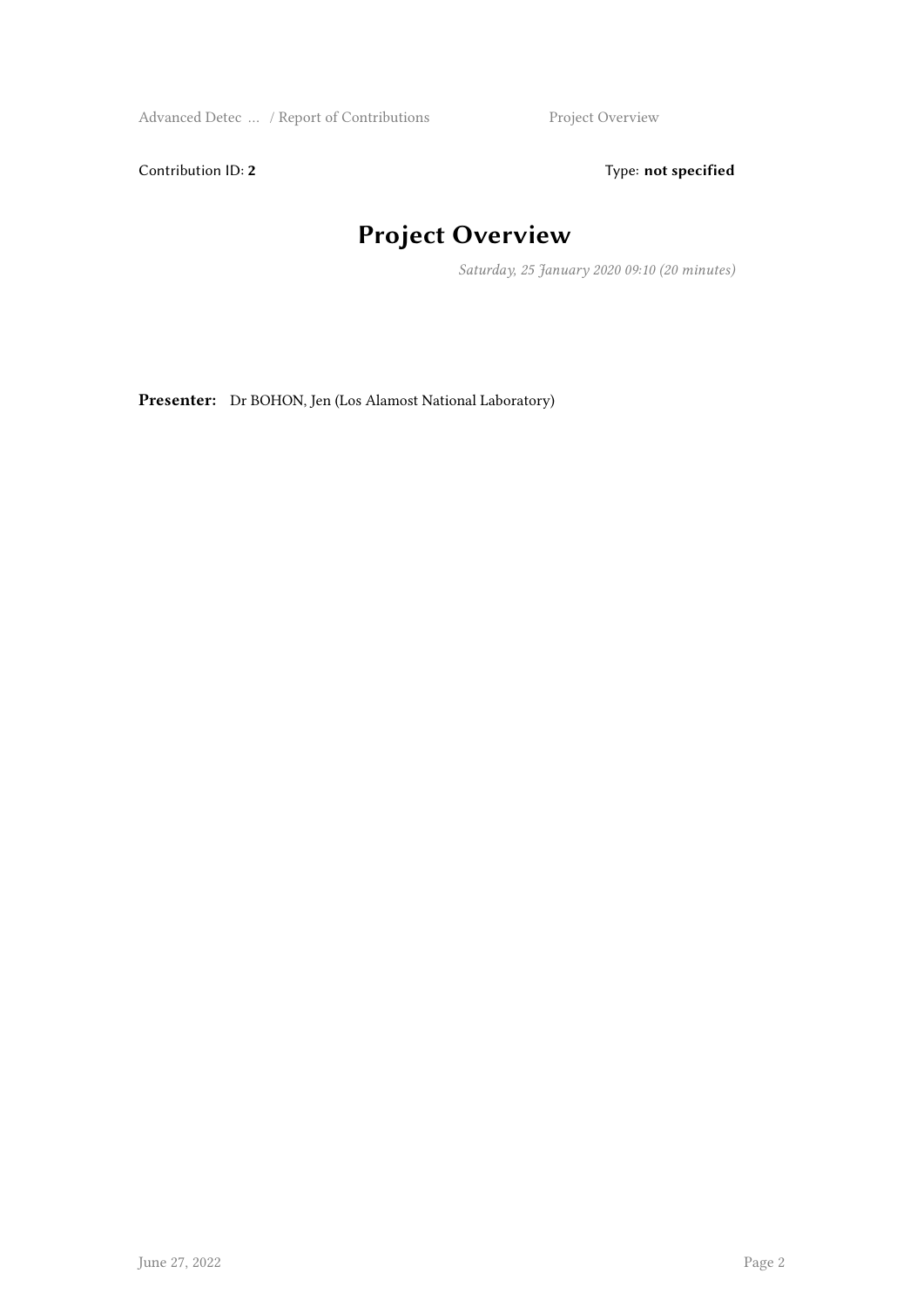Contribution ID: **2** Type: **not specified**

# Project Overview

*Saturday, 25 January 2020 09:10 (20 minutes)*

**Presenter:** Dr BOHON, Jen (Los Alamost National Laboratory)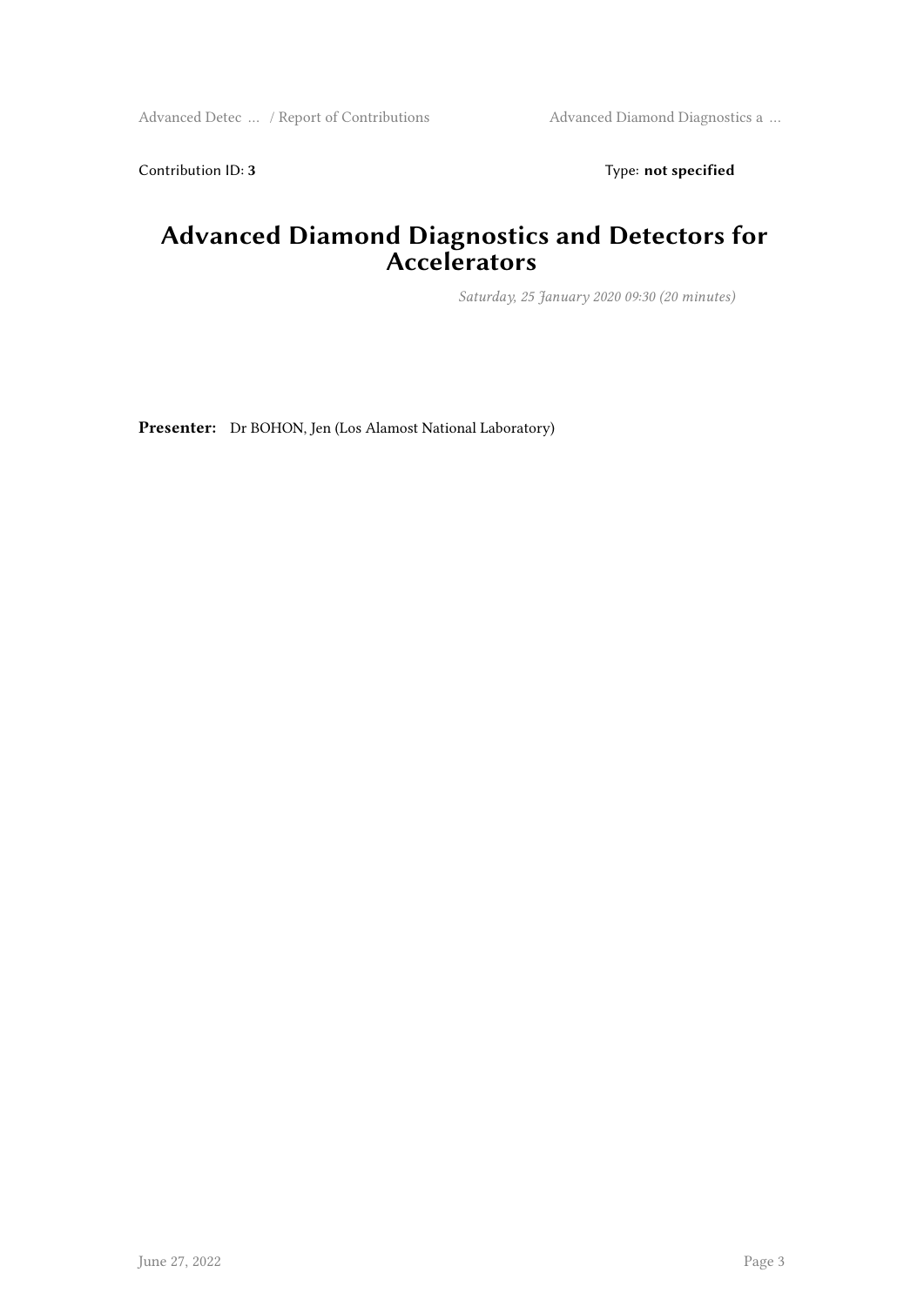Contribution ID: **3**

Type: **not specified**

# Advanced Diamond Diagnostics and Detectors for Accelerators

*Saturday, 25 January 2020 09:30 (20 minutes)*

**Presenter:** Dr BOHON, Jen (Los Alamost National Laboratory)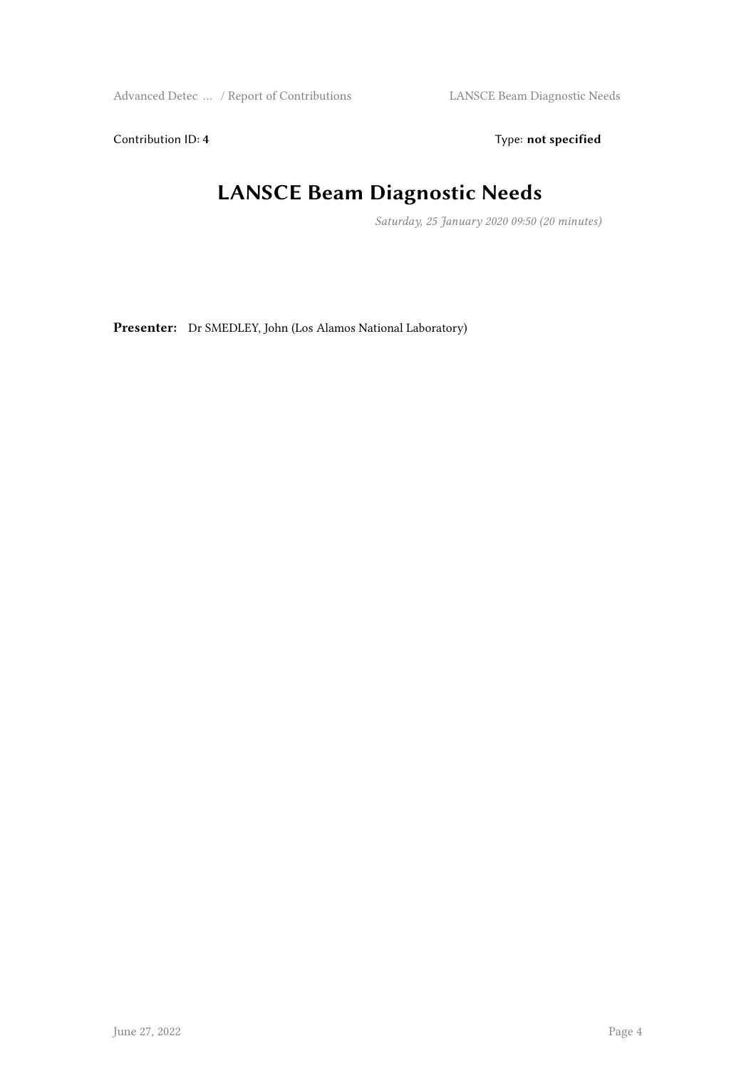Contribution ID: **4**

Type: **not specified**

# LANSCE Beam Diagnostic Needs

*Saturday, 25 January 2020 09:50 (20 minutes)*

**Presenter:** Dr SMEDLEY, John (Los Alamos National Laboratory)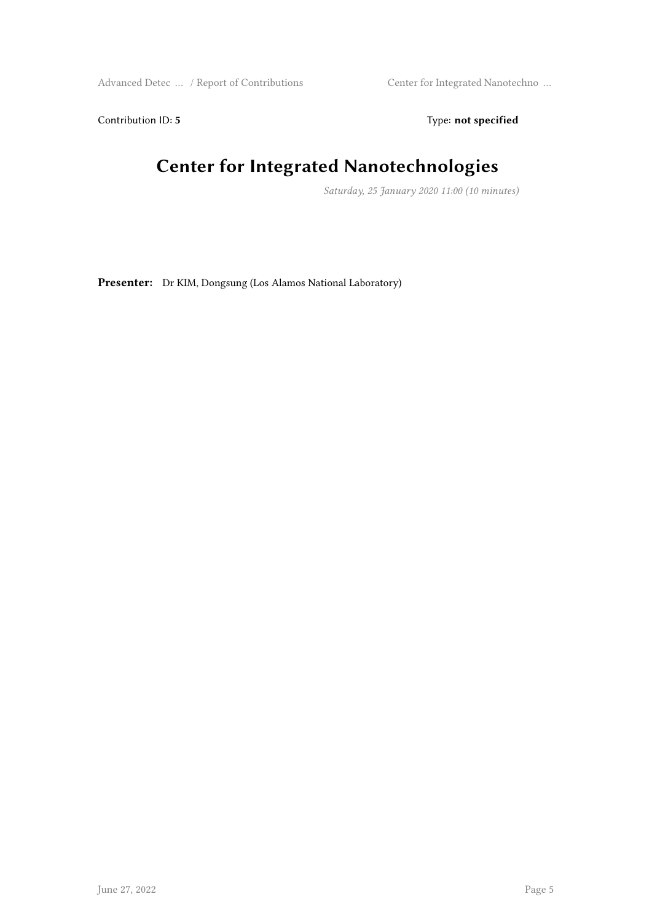Contribution ID: **5** Type: **not specified**

# Center for Integrated Nanotechnologies

*Saturday, 25 January 2020 11:00 (10 minutes)*

**Presenter:** Dr KIM, Dongsung (Los Alamos National Laboratory)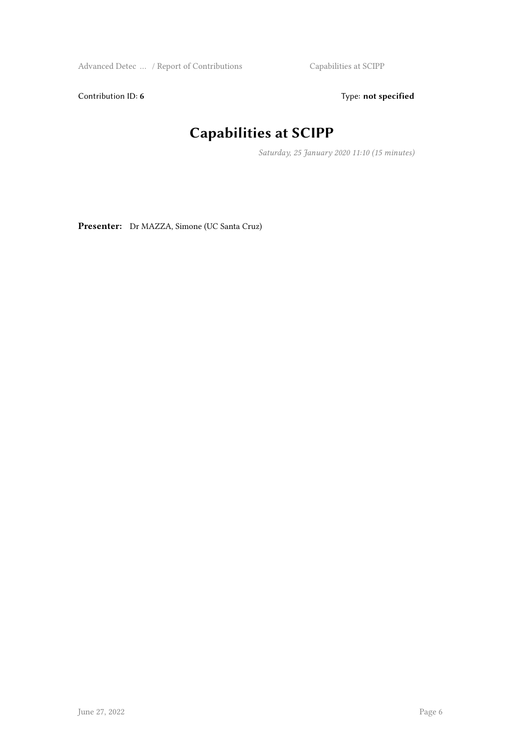Contribution ID: **6**

Type: **not specified**

# Capabilities at SCIPP

*Saturday, 25 January 2020 11:10 (15 minutes)*

**Presenter:** Dr MAZZA, Simone (UC Santa Cruz)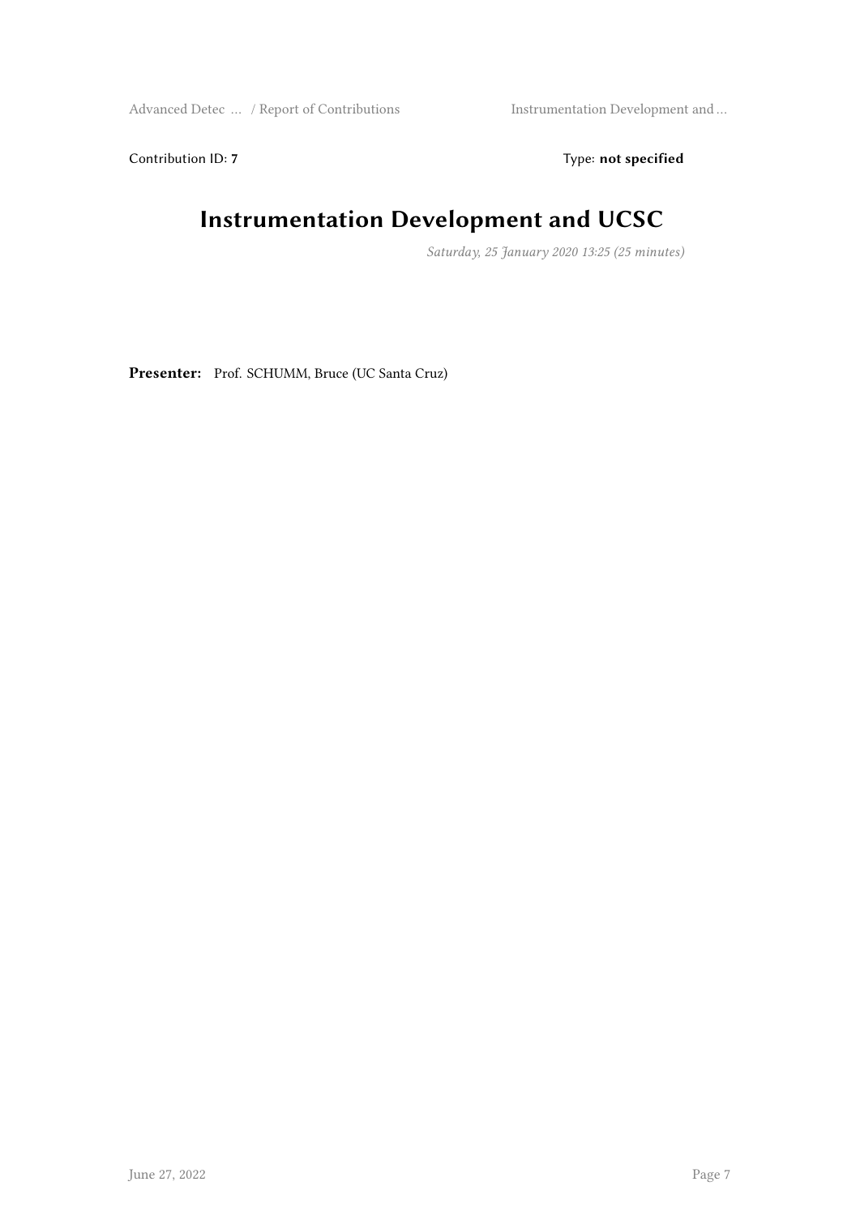Contribution ID: **7**

Type: **not specified**

# Instrumentation Development and UCSC

*Saturday, 25 January 2020 13:25 (25 minutes)*

**Presenter:** Prof. SCHUMM, Bruce (UC Santa Cruz)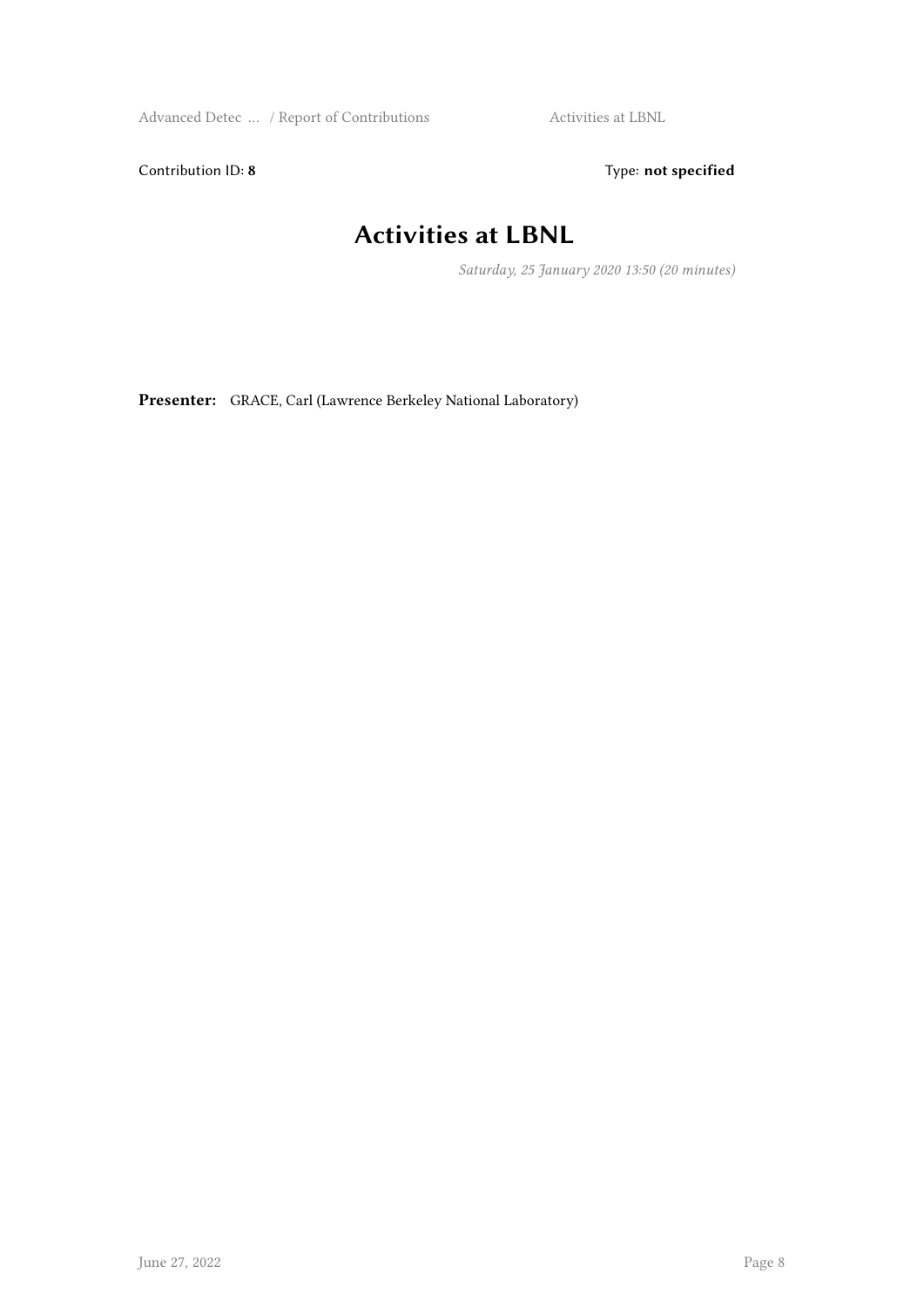Contribution ID: **8**

Type: **not specified**

# Activities at LBNL

*Saturday, 25 January 2020 13:50 (20 minutes)*

**Presenter:** GRACE, Carl (Lawrence Berkeley National Laboratory)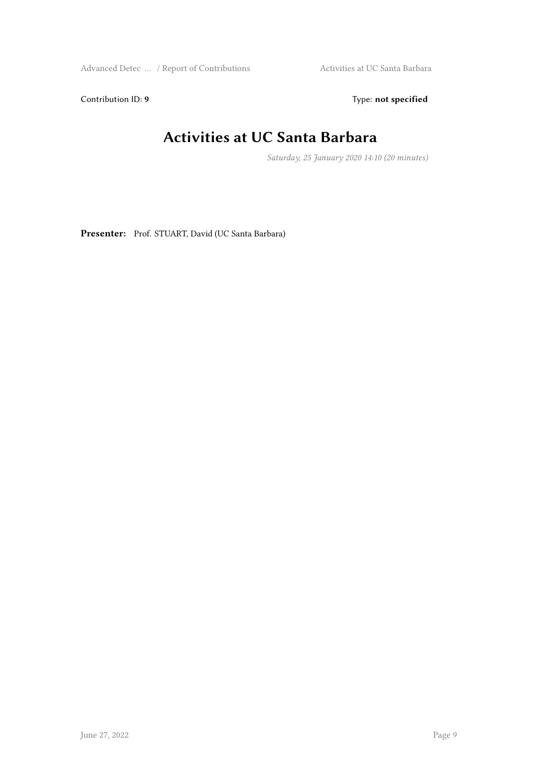Contribution ID: **9** Type: **not specified**

# Activities at UC Santa Barbara

*Saturday, 25 January 2020 14:10 (20 minutes)*

**Presenter:** Prof. STUART, David (UC Santa Barbara)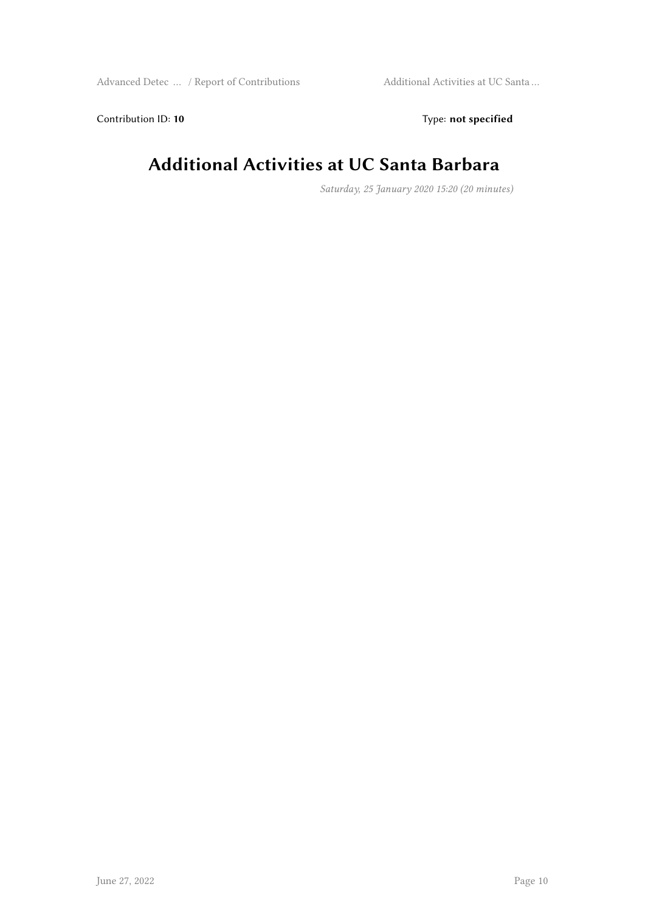Contribution ID: **10** Type: **not specified**

# Additional Activities at UC Santa Barbara

*Saturday, 25 January 2020 15:20 (20 minutes)*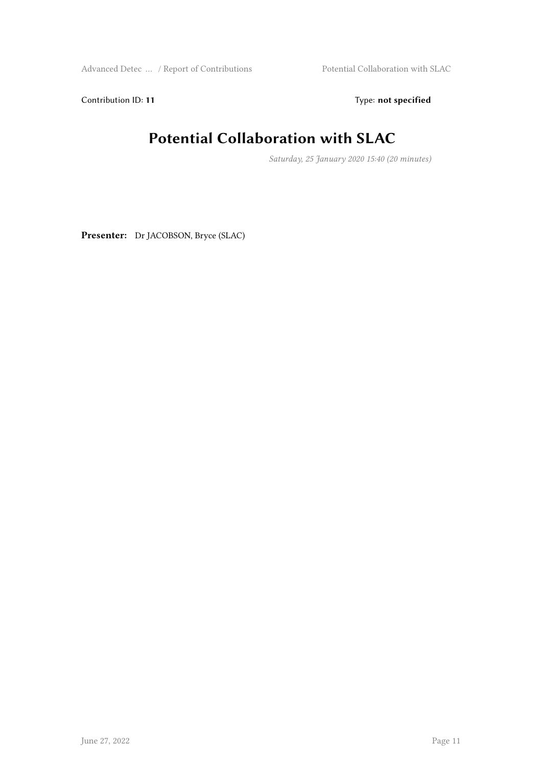Contribution ID: **11** Type: **not specified**

# Potential Collaboration with SLAC

*Saturday, 25 January 2020 15:40 (20 minutes)*

**Presenter:** Dr JACOBSON, Bryce (SLAC)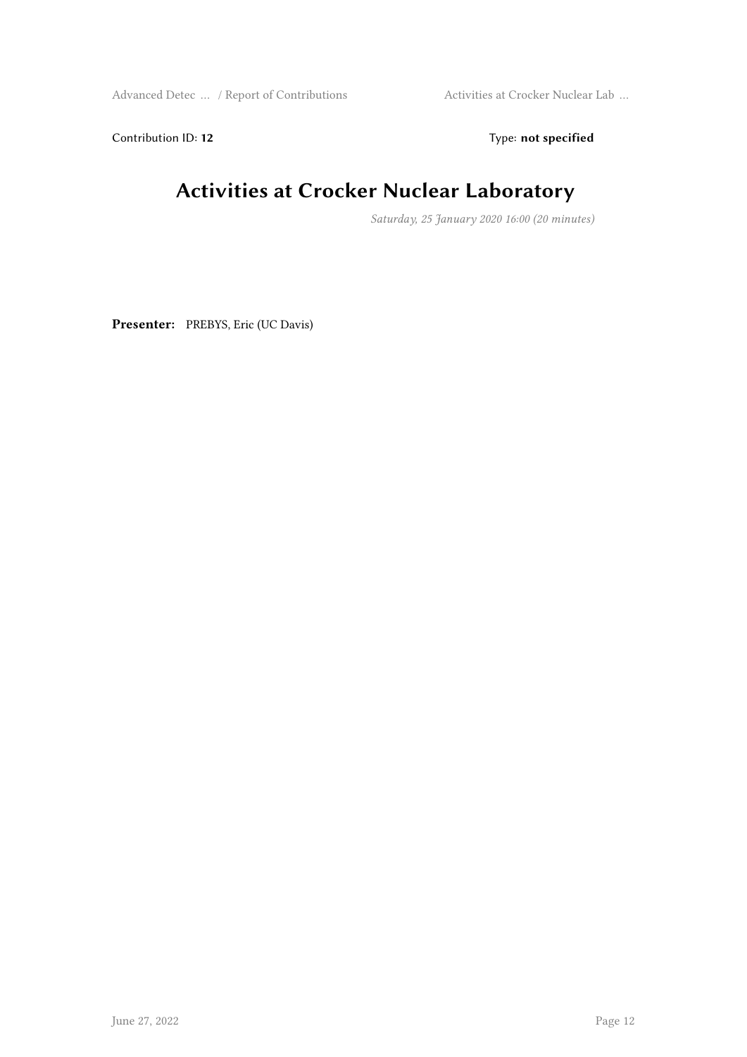Contribution ID: **12** Type: **not specified**

# Activities at Crocker Nuclear Laboratory

*Saturday, 25 January 2020 16:00 (20 minutes)*

**Presenter:** PREBYS, Eric (UC Davis)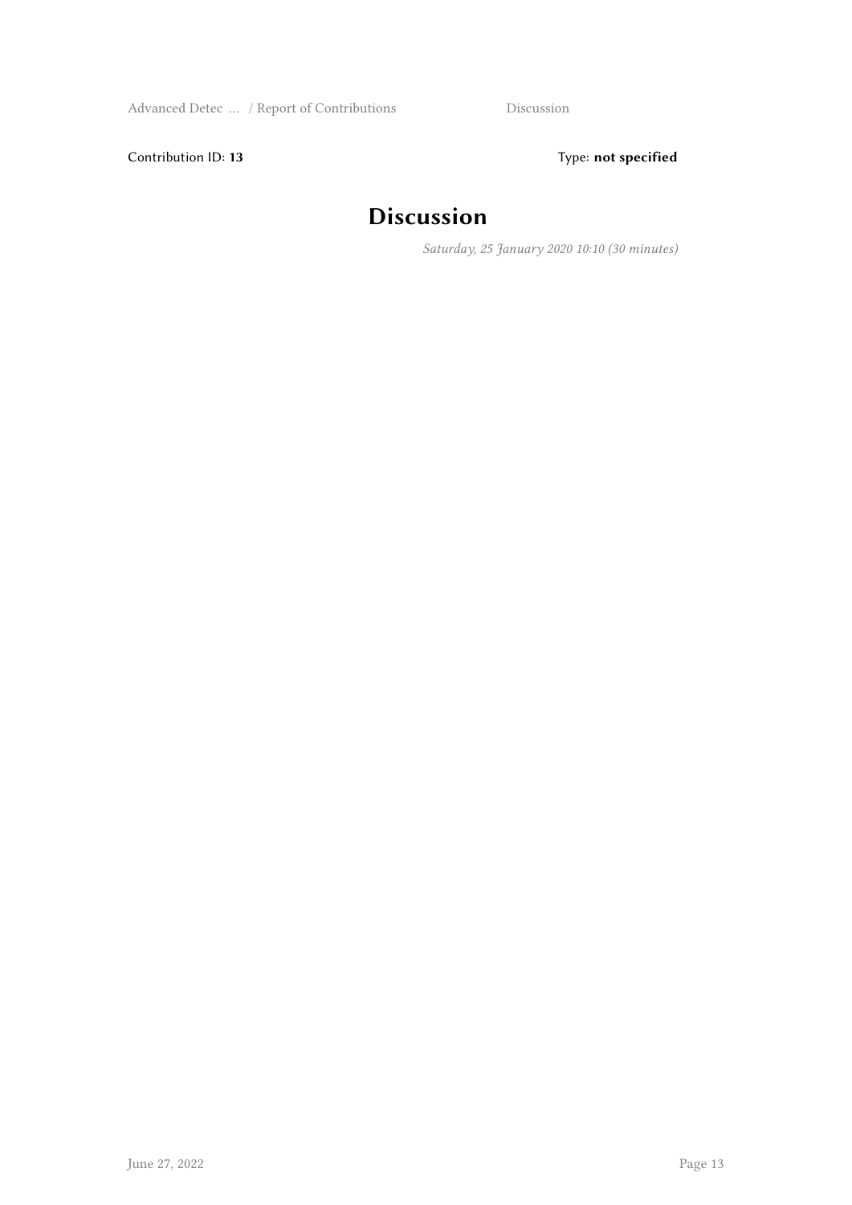Contribution ID: **13**

Type: **not specified**

# Discussion

*Saturday, 25 January 2020 10:10 (30 minutes)*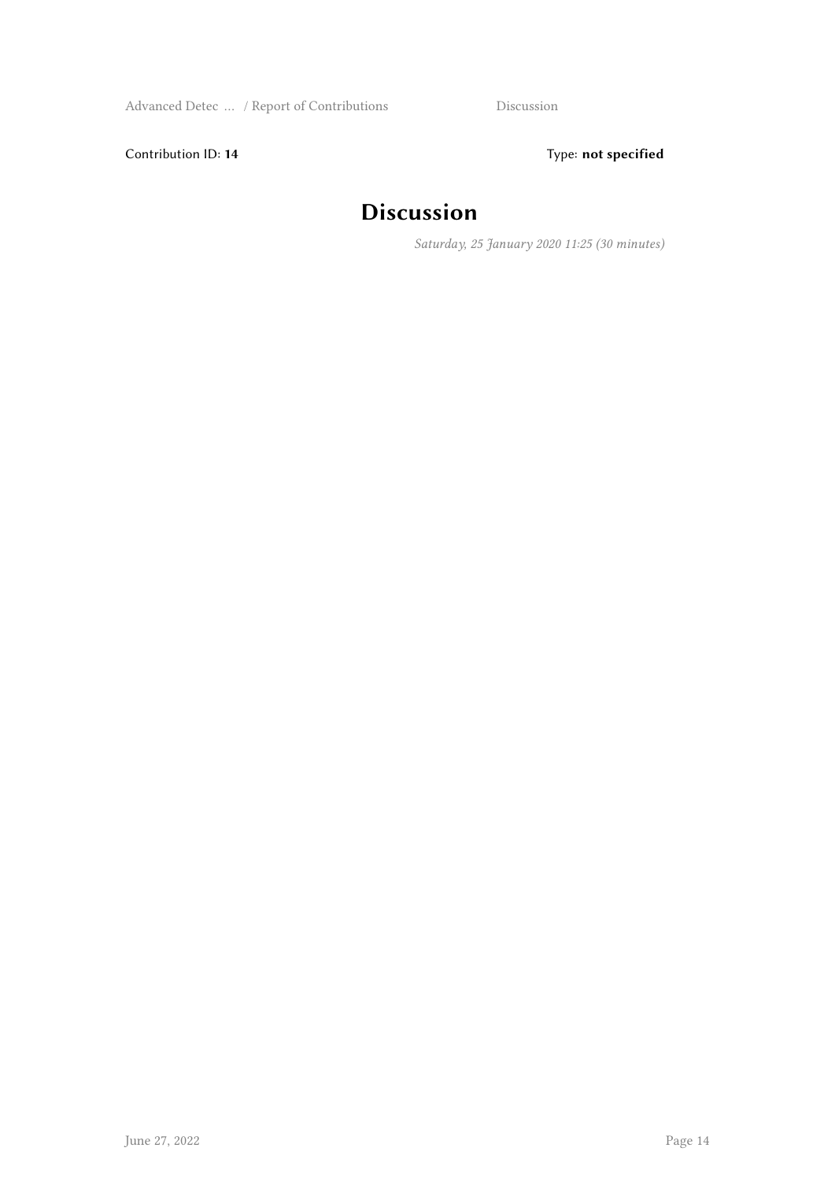Contribution ID: **14** Type: **not specified**

# Discussion

*Saturday, 25 January 2020 11:25 (30 minutes)*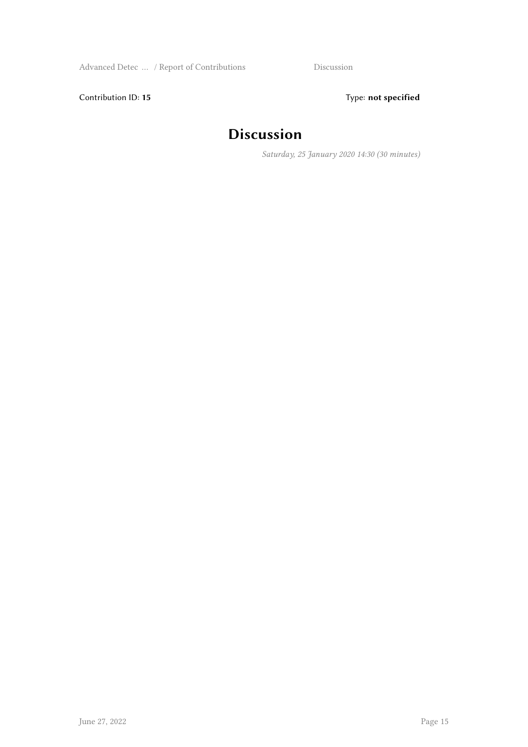Contribution ID: **15** Type: **not specified**

# Discussion

*Saturday, 25 January 2020 14:30 (30 minutes)*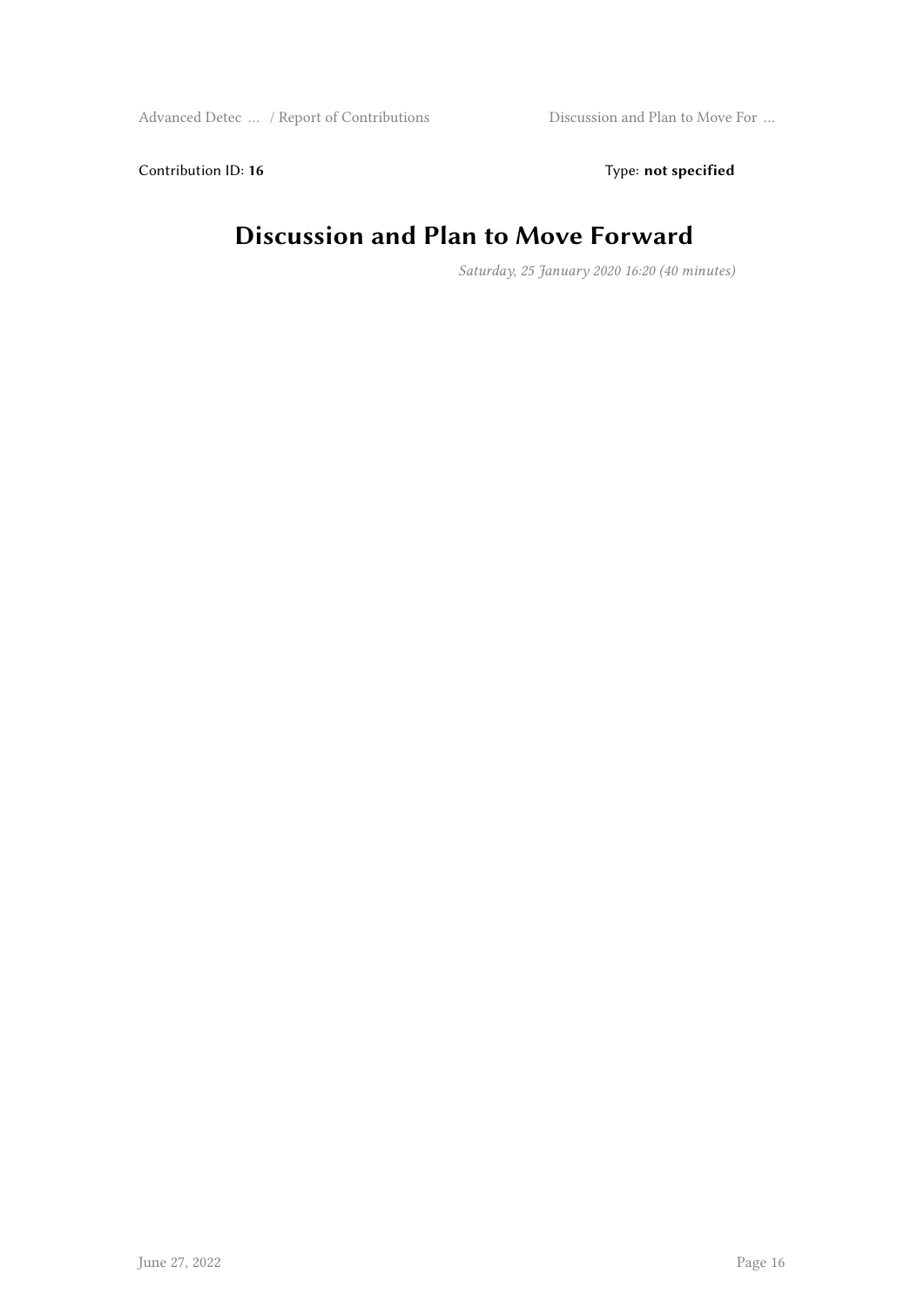Contribution ID: **16**

Type: **not specified**

# Discussion and Plan to Move Forward

*Saturday, 25 January 2020 16:20 (40 minutes)*